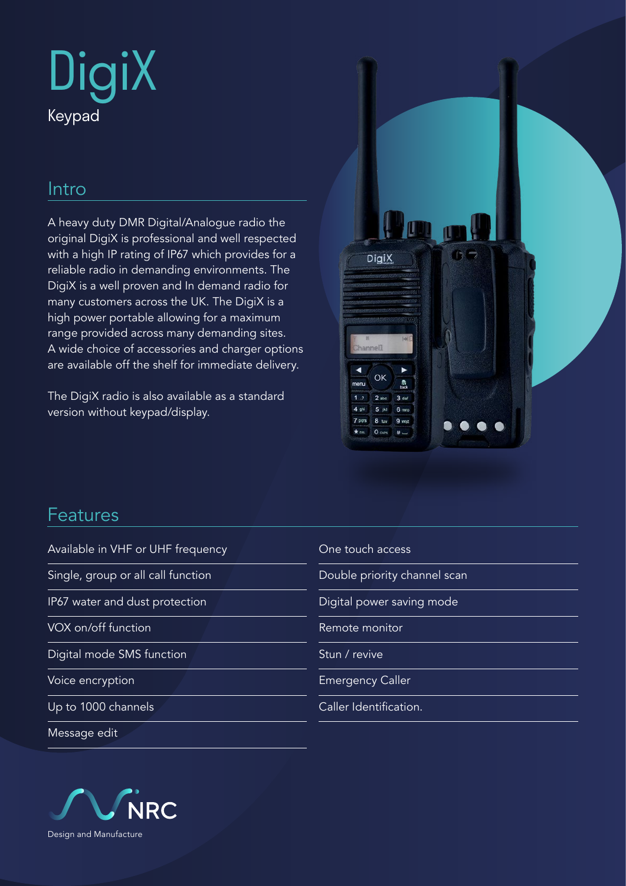# DigiX

Keypad

## Intro

A heavy duty DMR Digital/Analogue radio the original DigiX is professional and well respected with a high IP rating of IP67 which provides for a reliable radio in demanding environments. The DigiX is a well proven and In demand radio for many customers across the UK. The DigiX is a high power portable allowing for a maximum range provided across many demanding sites. A wide choice of accessories and charger options are available off the shelf for immediate delivery.

The DigiX radio is also available as a standard version without keypad/display.

## Features

- Available in VHF or UHF frequency
- Single, group or all call function
- IP67 water and dust protection
- VOX on/off function
- Digital mode SMS function
- Voice encryption
- Up to 1000 channels
- Message edit
- One touch access
- Double priority channel scan
- Digital power saving mode
- Remote monitor
- Stun / revive
- Emergency Caller
- Caller Identification.

NRC

Design and Manufacture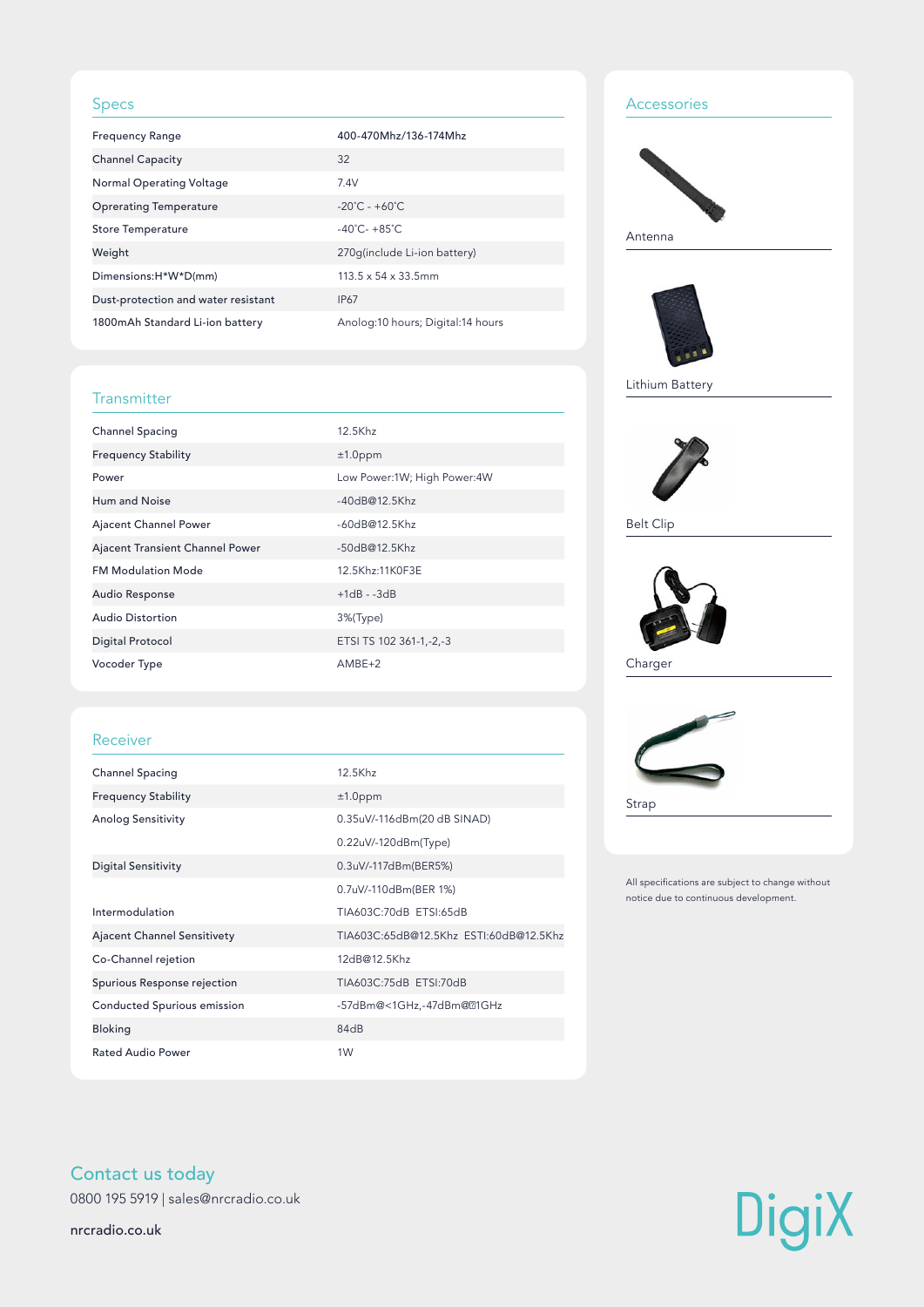## Specs

| | |
|---|---|
| Frequency Range | 400-470Mhz/136-174Mhz |
| Channel Capacity | 32 |
| Normal Operating Voltage | 7.4V |
| Oprerating Temperature | -20˚C - +60˚C |
| Store Temperature | -40˚C- +85˚C |
| Weight | 270g(include Li-ion battery) |
| Dimensions:H*W*D(mm) | 113.5 x 54 x 33.5mm |
| Dust-protection and water resistant | IP67 |
| 1800mAh Standard Li-ion battery | Anolog:10 hours; Digital:14 hours |

## Transmitter

| | |
|---|---|
| Channel Spacing | 12.5Khz |
| Frequency Stability | ±1.0ppm |
| Power | Low Power:1W; High Power:4W |
| Hum and Noise | -40dB@12.5Khz |
| Ajacent Channel Power | -60dB@12.5Khz |
| Ajacent Transient Channel Power | -50dB@12.5Khz |
| FM Modulation Mode | 12.5Khz:11K0F3E |
| Audio Response | +1dB - -3dB |
| Audio Distortion | 3%(Type) |
| Digital Protocol | ETSI TS 102 361-1,-2,-3 |
| Vocoder Type | AMBE+2 |

## Receiver

| | |
|---|---|
| Channel Spacing | 12.5Khz |
| Frequency Stability | ±1.0ppm |
| Anolog Sensitivity | 0.35uV/-116dBm(20 dB SINAD) |
| | 0.22uV/-120dBm(Type) |
| Digital Sensitivity | 0.3uV/-117dBm(BER5%) |
| | 0.7uV/-110dBm(BER 1%) |
| Intermodulation | TIA603C:70dB ETSI:65dB |
| Ajacent Channel Sensitivety | TIA603C:65dB@12.5Khz ESTI:60dB@12.5Khz |
| Co-Channel rejetion | 12dB@12.5Khz |
| Spurious Response rejection | TIA603C:75dB ETSI:70dB |
| Conducted Spurious emission | -57dBm@<1GHz,-47dBm@≥1GHz |
| Bloking | 84dB |
| Rated Audio Power | 1W |

## Accessories

Antenna

Lithium Battery

Belt Clip

Charger

Strap

All specifications are subject to change without notice due to continuous development.

## Contact us today

0800 195 5919 | sales@nrcradio.co.uk

nrcradio.co.uk

DigiX